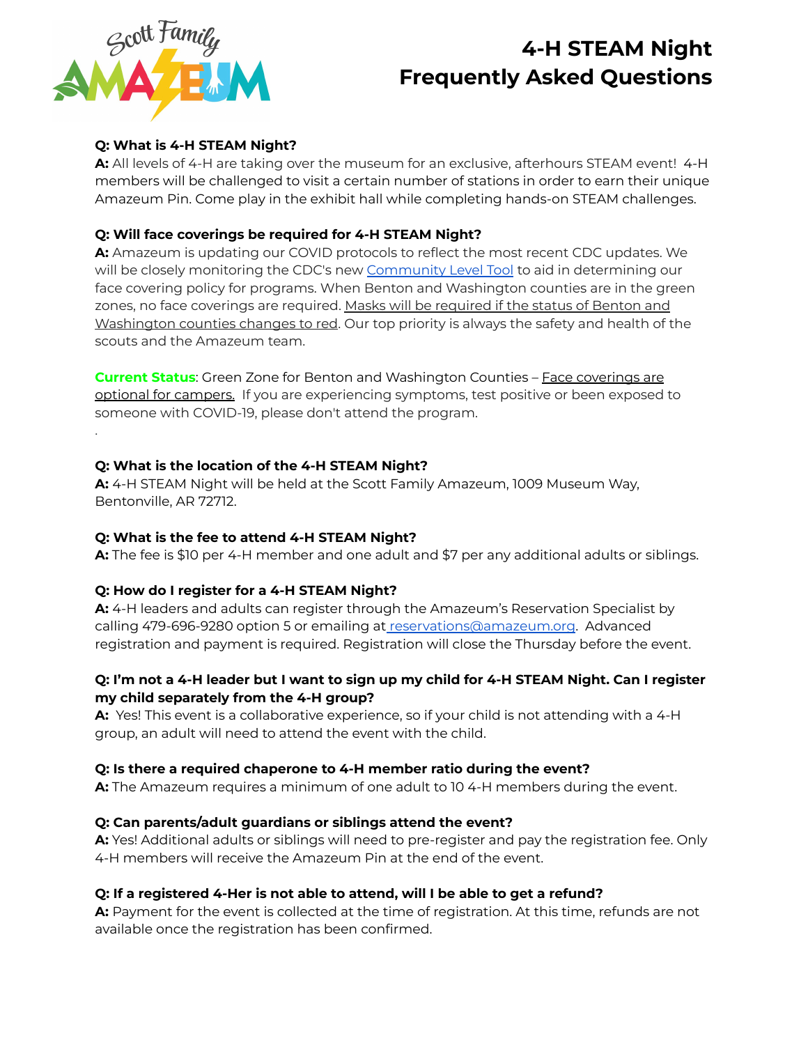# 4-H STEAM Night Frequently Asked Questions

**Q: What is 4-H STEAM Night?**
**A:** All levels of 4-H are taking over the museum for an exclusive, afterhours STEAM event! 4-H members will be challenged to visit a certain number of stations in order to earn their unique Amazeum Pin. Come play in the exhibit hall while completing hands-on STEAM challenges.

**Q: Will face coverings be required for 4-H STEAM Night?**
**A:** Amazeum is updating our COVID protocols to reflect the most recent CDC updates. We will be closely monitoring the CDC's new Community Level Tool to aid in determining our face covering policy for programs. When Benton and Washington counties are in the green zones, no face coverings are required. Masks will be required if the status of Benton and Washington counties changes to red. Our top priority is always the safety and health of the scouts and the Amazeum team.

**Current Status**: Green Zone for Benton and Washington Counties – Face coverings are optional for campers. If you are experiencing symptoms, test positive or been exposed to someone with COVID-19, please don't attend the program.

.

**Q: What is the location of the 4-H STEAM Night?**
**A:** 4-H STEAM Night will be held at the Scott Family Amazeum, 1009 Museum Way, Bentonville, AR 72712.

**Q: What is the fee to attend 4-H STEAM Night?**
**A:** The fee is $10 per 4-H member and one adult and $7 per any additional adults or siblings.

**Q: How do I register for a 4-H STEAM Night?**
**A:** 4-H leaders and adults can register through the Amazeum's Reservation Specialist by calling 479-696-9280 option 5 or emailing at reservations@amazeum.org. Advanced registration and payment is required. Registration will close the Thursday before the event.

**Q: I'm not a 4-H leader but I want to sign up my child for 4-H STEAM Night. Can I register my child separately from the 4-H group?**
**A:** Yes! This event is a collaborative experience, so if your child is not attending with a 4-H group, an adult will need to attend the event with the child.

**Q: Is there a required chaperone to 4-H member ratio during the event?**
**A:** The Amazeum requires a minimum of one adult to 10 4-H members during the event.

**Q: Can parents/adult guardians or siblings attend the event?**
**A:** Yes! Additional adults or siblings will need to pre-register and pay the registration fee. Only 4-H members will receive the Amazeum Pin at the end of the event.

**Q: If a registered 4-Her is not able to attend, will I be able to get a refund?**
**A:** Payment for the event is collected at the time of registration. At this time, refunds are not available once the registration has been confirmed.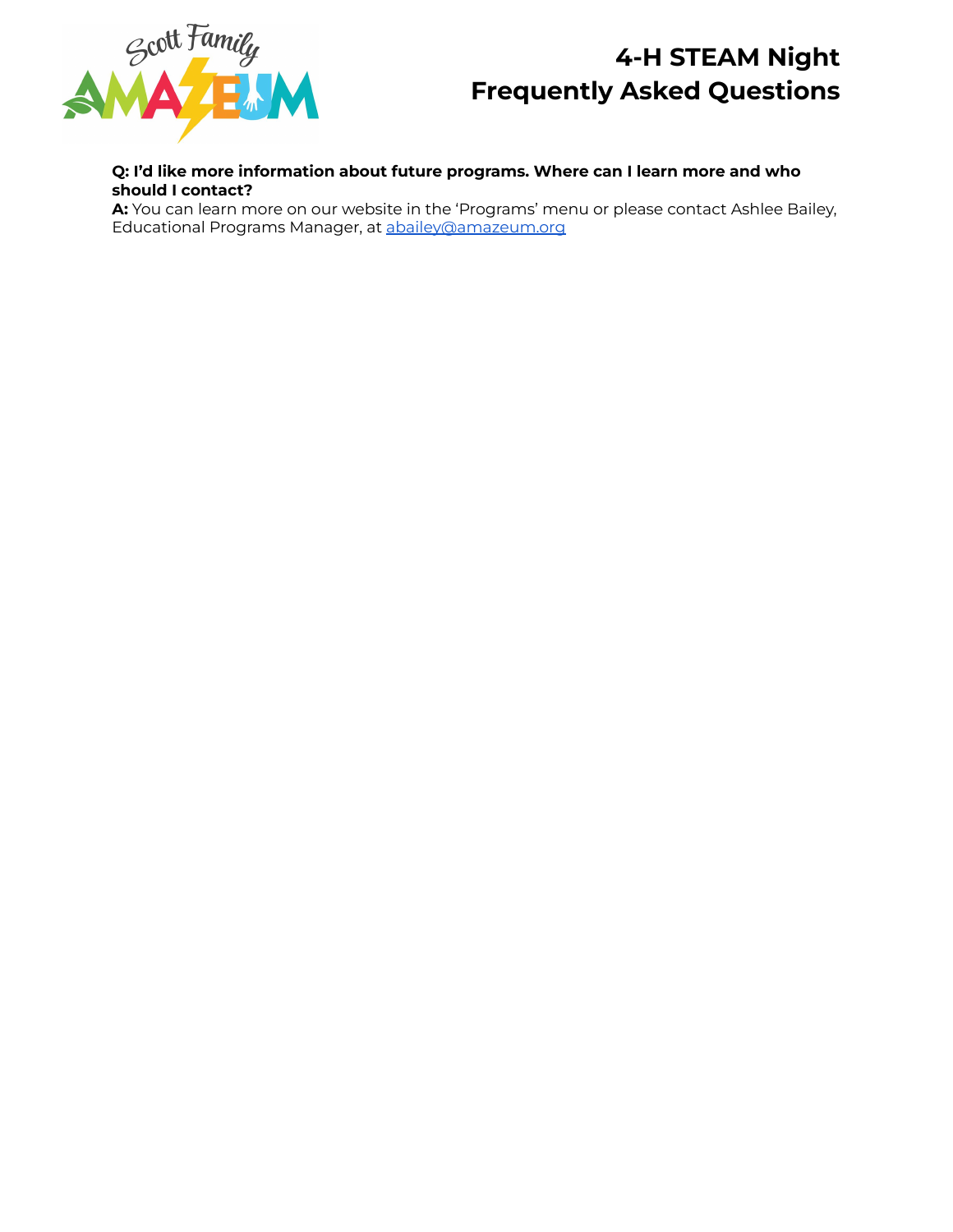# 4-H STEAM Night Frequently Asked Questions

**Q: I'd like more information about future programs. Where can I learn more and who should I contact?**
**A:** You can learn more on our website in the 'Programs' menu or please contact Ashlee Bailey, Educational Programs Manager, at abailey@amazeum.org